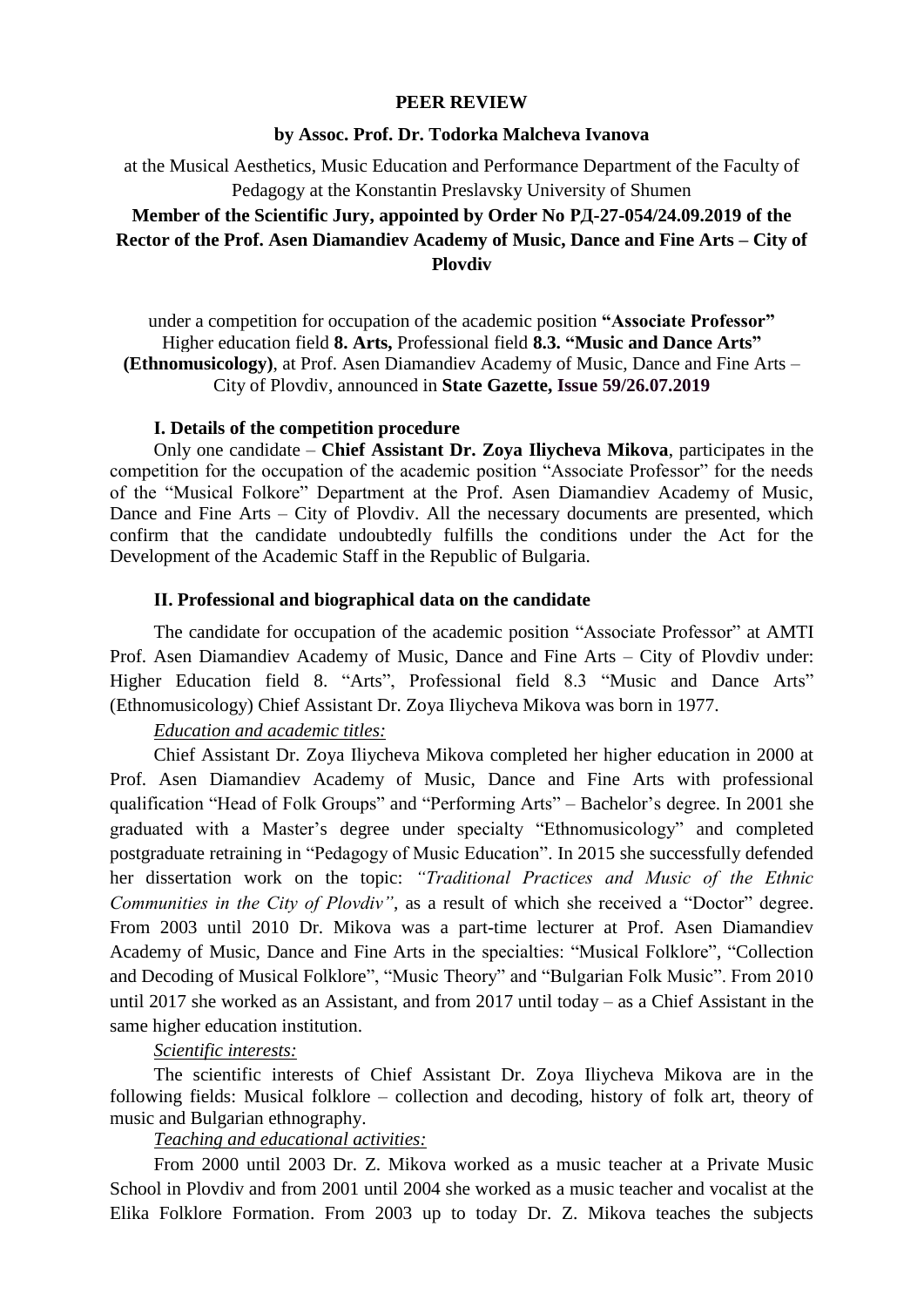**PEER REVIEW**

**by Assoc. Prof. Dr. Todorka Malcheva Ivanova**

at the Musical Aesthetics, Music Education and Performance Department of the Faculty of Pedagogy at the Konstantin Preslavsky University of Shumen

**Member of the Scientific Jury, appointed by Order No РД-27-054/24.09.2019 of the Rector of the Prof. Asen Diamandiev Academy of Music, Dance and Fine Arts – City of Plovdiv**

under a competition for occupation of the academic position **"Associate Professor"** Higher education field **8. Arts,** Professional field **8.3. "Music and Dance Arts" (Ethnomusicology)**, at Prof. Asen Diamandiev Academy of Music, Dance and Fine Arts – City of Plovdiv, announced in **State Gazette, Issue 59/26.07.2019**

### I. Details of the competition procedure

Only one candidate – **Chief Assistant Dr. Zoya Iliycheva Mikova**, participates in the competition for the occupation of the academic position "Associate Professor" for the needs of the "Musical Folkore" Department at the Prof. Asen Diamandiev Academy of Music, Dance and Fine Arts – City of Plovdiv. All the necessary documents are presented, which confirm that the candidate undoubtedly fulfills the conditions under the Act for the Development of the Academic Staff in the Republic of Bulgaria.

### II. Professional and biographical data on the candidate

The candidate for occupation of the academic position "Associate Professor" at AMTI Prof. Asen Diamandiev Academy of Music, Dance and Fine Arts – City of Plovdiv under: Higher Education field 8. "Arts", Professional field 8.3 "Music and Dance Arts" (Ethnomusicology) Chief Assistant Dr. Zoya Iliycheva Mikova was born in 1977.

*Education and academic titles:*

Chief Assistant Dr. Zoya Iliycheva Mikova completed her higher education in 2000 at Prof. Asen Diamandiev Academy of Music, Dance and Fine Arts with professional qualification "Head of Folk Groups" and "Performing Arts" – Bachelor's degree. In 2001 she graduated with a Master's degree under specialty "Ethnomusicology" and completed postgraduate retraining in "Pedagogy of Music Education". In 2015 she successfully defended her dissertation work on the topic: *"Traditional Practices and Music of the Ethnic Communities in the City of Plovdiv"*, as a result of which she received a "Doctor" degree. From 2003 until 2010 Dr. Mikova was a part-time lecturer at Prof. Asen Diamandiev Academy of Music, Dance and Fine Arts in the specialties: "Musical Folklore", "Collection and Decoding of Musical Folklore", "Music Theory" and "Bulgarian Folk Music". From 2010 until 2017 she worked as an Assistant, and from 2017 until today – as a Chief Assistant in the same higher education institution.

*Scientific interests:*

The scientific interests of Chief Assistant Dr. Zoya Iliycheva Mikova are in the following fields: Musical folklore – collection and decoding, history of folk art, theory of music and Bulgarian ethnography.

*Teaching and educational activities:*

From 2000 until 2003 Dr. Z. Mikova worked as a music teacher at a Private Music School in Plovdiv and from 2001 until 2004 she worked as a music teacher and vocalist at the Elika Folklore Formation. From 2003 up to today Dr. Z. Mikova teaches the subjects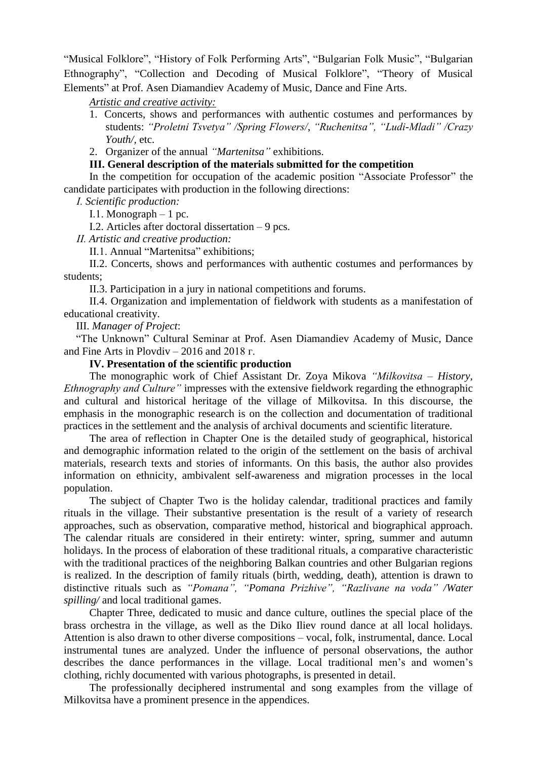"Musical Folklore", "History of Folk Performing Arts", "Bulgarian Folk Music", "Bulgarian Ethnography", "Collection and Decoding of Musical Folklore", "Theory of Musical Elements" at Prof. Asen Diamandiev Academy of Music, Dance and Fine Arts.

*Artistic and creative activity:*

1. Concerts, shows and performances with authentic costumes and performances by students: *"Proletni Tsvetya" /Spring Flowers/*, *"Ruchenitsa", "Ludi-Mladi" /Crazy Youth/*, etc.
2. Organizer of the annual *"Martenitsa"* exhibitions.

**III. General description of the materials submitted for the competition**

In the competition for occupation of the academic position "Associate Professor" the candidate participates with production in the following directions:

*I. Scientific production:*

I.1. Monograph – 1 pc.

I.2. Articles after doctoral dissertation – 9 pcs.

*II. Artistic and creative production:*

II.1. Annual "Martenitsa" exhibitions;

II.2. Concerts, shows and performances with authentic costumes and performances by students;

II.3. Participation in a jury in national competitions and forums.

II.4. Organization and implementation of fieldwork with students as a manifestation of educational creativity.

III. *Manager of Project*:

"The Unknown" Cultural Seminar at Prof. Asen Diamandiev Academy of Music, Dance and Fine Arts in Plovdiv – 2016 and 2018 г.

**IV. Presentation of the scientific production**

The monographic work of Chief Assistant Dr. Zoya Mikova *"Milkovitsa – History, Ethnography and Culture"* impresses with the extensive fieldwork regarding the ethnographic and cultural and historical heritage of the village of Milkovitsa. In this discourse, the emphasis in the monographic research is on the collection and documentation of traditional practices in the settlement and the analysis of archival documents and scientific literature.

The area of reflection in Chapter One is the detailed study of geographical, historical and demographic information related to the origin of the settlement on the basis of archival materials, research texts and stories of informants. On this basis, the author also provides information on ethnicity, ambivalent self-awareness and migration processes in the local population.

The subject of Chapter Two is the holiday calendar, traditional practices and family rituals in the village. Their substantive presentation is the result of a variety of research approaches, such as observation, comparative method, historical and biographical approach. The calendar rituals are considered in their entirety: winter, spring, summer and autumn holidays. In the process of elaboration of these traditional rituals, a comparative characteristic with the traditional practices of the neighboring Balkan countries and other Bulgarian regions is realized. In the description of family rituals (birth, wedding, death), attention is drawn to distinctive rituals such as *"Pomana", "Pomana Prizhive", "Razlivane na voda" /Water spilling/* and local traditional games.

Chapter Three, dedicated to music and dance culture, outlines the special place of the brass orchestra in the village, as well as the Diko Iliev round dance at all local holidays. Attention is also drawn to other diverse compositions – vocal, folk, instrumental, dance. Local instrumental tunes are analyzed. Under the influence of personal observations, the author describes the dance performances in the village. Local traditional men's and women's clothing, richly documented with various photographs, is presented in detail.

The professionally deciphered instrumental and song examples from the village of Milkovitsa have a prominent presence in the appendices.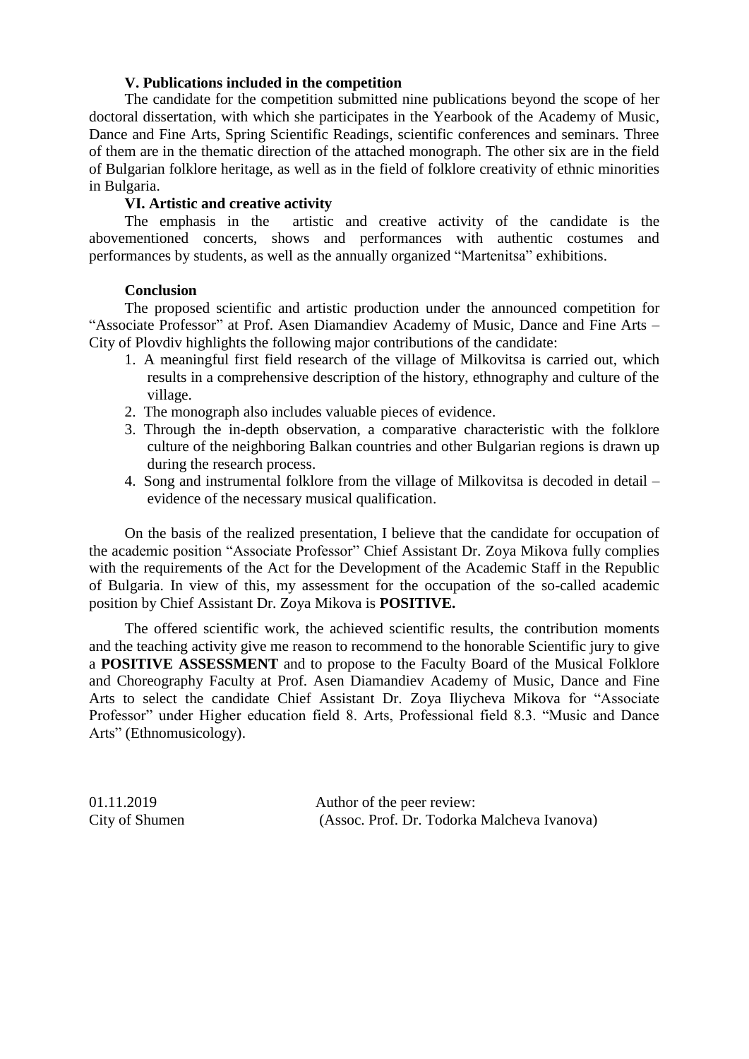**V. Publications included in the competition**

The candidate for the competition submitted nine publications beyond the scope of her doctoral dissertation, with which she participates in the Yearbook of the Academy of Music, Dance and Fine Arts, Spring Scientific Readings, scientific conferences and seminars. Three of them are in the thematic direction of the attached monograph. The other six are in the field of Bulgarian folklore heritage, as well as in the field of folklore creativity of ethnic minorities in Bulgaria.

**VI. Artistic and creative activity**

The emphasis in the artistic and creative activity of the candidate is the abovementioned concerts, shows and performances with authentic costumes and performances by students, as well as the annually organized "Martenitsa" exhibitions.

**Conclusion**

The proposed scientific and artistic production under the announced competition for "Associate Professor" at Prof. Asen Diamandiev Academy of Music, Dance and Fine Arts – City of Plovdiv highlights the following major contributions of the candidate:

1. A meaningful first field research of the village of Milkovitsa is carried out, which results in a comprehensive description of the history, ethnography and culture of the village.
2. The monograph also includes valuable pieces of evidence.
3. Through the in-depth observation, a comparative characteristic with the folklore culture of the neighboring Balkan countries and other Bulgarian regions is drawn up during the research process.
4. Song and instrumental folklore from the village of Milkovitsa is decoded in detail – evidence of the necessary musical qualification.

On the basis of the realized presentation, I believe that the candidate for occupation of the academic position "Associate Professor" Chief Assistant Dr. Zoya Mikova fully complies with the requirements of the Act for the Development of the Academic Staff in the Republic of Bulgaria. In view of this, my assessment for the occupation of the so-called academic position by Chief Assistant Dr. Zoya Mikova is **POSITIVE.**

The offered scientific work, the achieved scientific results, the contribution moments and the teaching activity give me reason to recommend to the honorable Scientific jury to give a **POSITIVE ASSESSMENT** and to propose to the Faculty Board of the Musical Folklore and Choreography Faculty at Prof. Asen Diamandiev Academy of Music, Dance and Fine Arts to select the candidate Chief Assistant Dr. Zoya Iliycheva Mikova for "Associate Professor" under Higher education field 8. Arts, Professional field 8.3. "Music and Dance Arts" (Ethnomusicology).

01.11.2019 Author of the peer review:
City of Shumen (Assoc. Prof. Dr. Todorka Malcheva Ivanova)